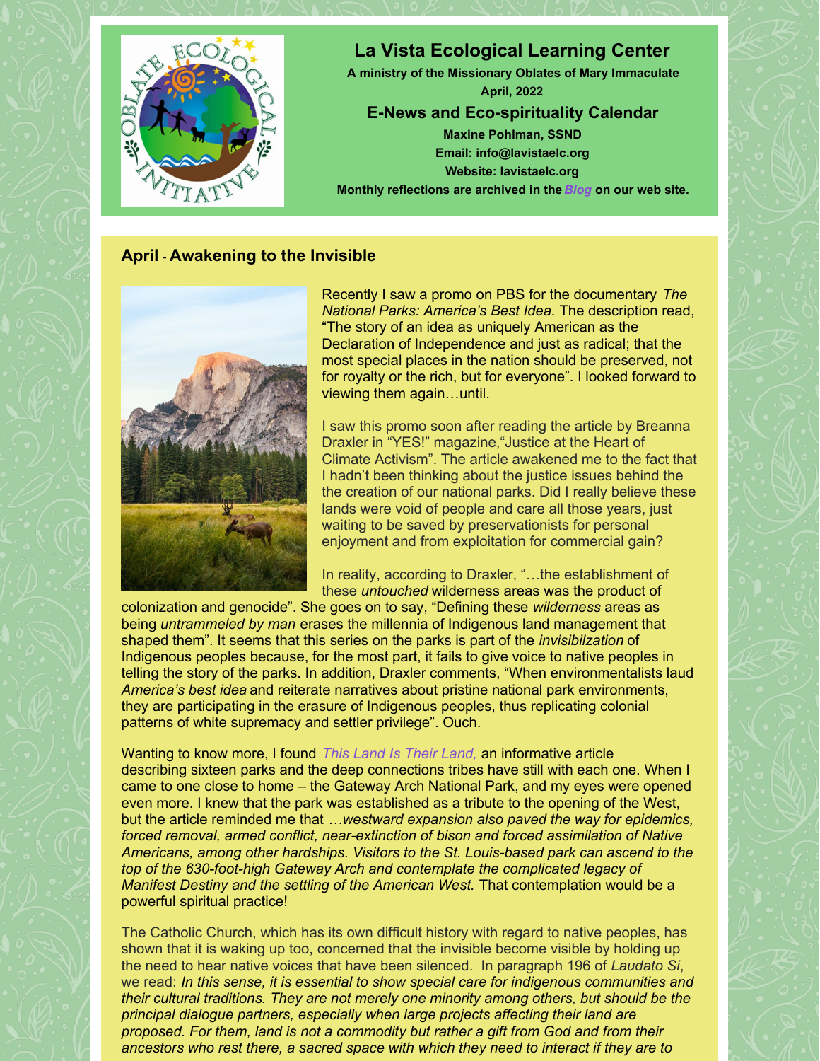# La Vista Ecological Learning Center

**A ministry of the Missionary Oblates of Mary Immaculate**
**April, 2022**

## E-News and Eco-spirituality Calendar

**Maxine Pohlman, SSND**
**Email: info@lavistaelc.org**
**Website: lavistaelc.org**
**Monthly reflections are archived in the *Blog* on our web site.**

## April - Awakening to the Invisible

Recently I saw a promo on PBS for the documentary *The National Parks: America's Best Idea.* The description read, "The story of an idea as uniquely American as the Declaration of Independence and just as radical; that the most special places in the nation should be preserved, not for royalty or the rich, but for everyone". I looked forward to viewing them again…until.

I saw this promo soon after reading the article by Breanna Draxler in "YES!" magazine,"Justice at the Heart of Climate Activism". The article awakened me to the fact that I hadn't been thinking about the justice issues behind the the creation of our national parks. Did I really believe these lands were void of people and care all those years, just waiting to be saved by preservationists for personal enjoyment and from exploitation for commercial gain?

In reality, according to Draxler, "…the establishment of these *untouched* wilderness areas was the product of colonization and genocide". She goes on to say, "Defining these *wilderness* areas as being *untrammeled by man* erases the millennia of Indigenous land management that shaped them". It seems that this series on the parks is part of the *invisibilzation* of Indigenous peoples because, for the most part, it fails to give voice to native peoples in telling the story of the parks. In addition, Draxler comments, "When environmentalists laud *America's best idea* and reiterate narratives about pristine national park environments, they are participating in the erasure of Indigenous peoples, thus replicating colonial patterns of white supremacy and settler privilege". Ouch.

Wanting to know more, I found *This Land Is Their Land,* an informative article describing sixteen parks and the deep connections tribes have still with each one. When I came to one close to home – the Gateway Arch National Park, and my eyes were opened even more. I knew that the park was established as a tribute to the opening of the West, but the article reminded me that *…westward expansion also paved the way for epidemics, forced removal, armed conflict, near-extinction of bison and forced assimilation of Native Americans, among other hardships. Visitors to the St. Louis-based park can ascend to the top of the 630-foot-high Gateway Arch and contemplate the complicated legacy of Manifest Destiny and the settling of the American West.* That contemplation would be a powerful spiritual practice!

The Catholic Church, which has its own difficult history with regard to native peoples, has shown that it is waking up too, concerned that the invisible become visible by holding up the need to hear native voices that have been silenced. In paragraph 196 of *Laudato Si*, we read: *In this sense, it is essential to show special care for indigenous communities and their cultural traditions. They are not merely one minority among others, but should be the principal dialogue partners, especially when large projects affecting their land are proposed. For them, land is not a commodity but rather a gift from God and from their ancestors who rest there, a sacred space with which they need to interact if they are to*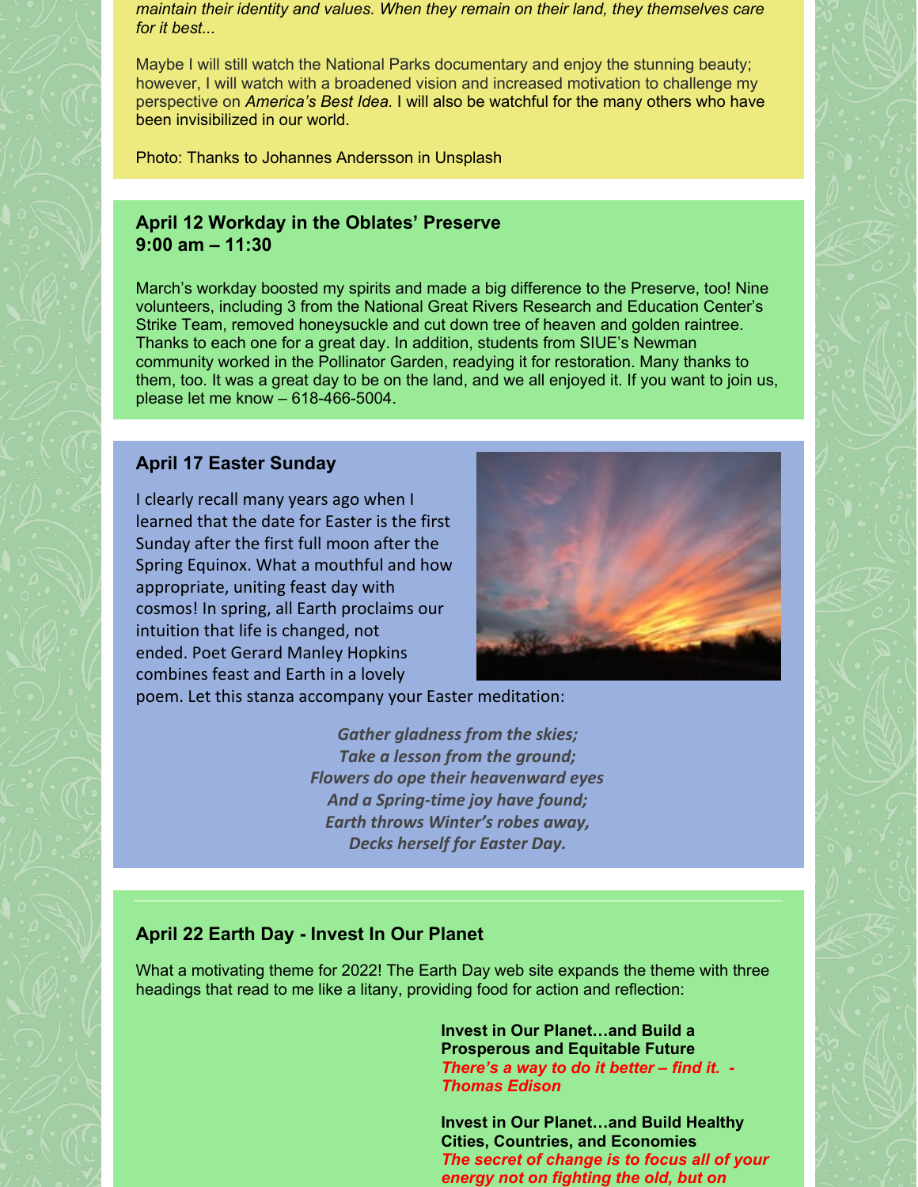*maintain their identity and values. When they remain on their land, they themselves care for it best...*

Maybe I will still watch the National Parks documentary and enjoy the stunning beauty; however, I will watch with a broadened vision and increased motivation to challenge my perspective on *America's Best Idea.* I will also be watchful for the many others who have been invisibilized in our world.

Photo: Thanks to Johannes Andersson in Unsplash

### April 12 Workday in the Oblates' Preserve
### 9:00 am – 11:30

March's workday boosted my spirits and made a big difference to the Preserve, too! Nine volunteers, including 3 from the National Great Rivers Research and Education Center's Strike Team, removed honeysuckle and cut down tree of heaven and golden raintree. Thanks to each one for a great day. In addition, students from SIUE's Newman community worked in the Pollinator Garden, readying it for restoration. Many thanks to them, too. It was a great day to be on the land, and we all enjoyed it. If you want to join us, please let me know – 618-466-5004.

### April 17 Easter Sunday

I clearly recall many years ago when I learned that the date for Easter is the first Sunday after the first full moon after the Spring Equinox. What a mouthful and how appropriate, uniting feast day with cosmos! In spring, all Earth proclaims our intuition that life is changed, not ended. Poet Gerard Manley Hopkins combines feast and Earth in a lovely poem. Let this stanza accompany your Easter meditation:

***Gather gladness from the skies;***
***Take a lesson from the ground;***
***Flowers do ope their heavenward eyes***
***And a Spring-time joy have found;***
***Earth throws Winter's robes away,***
***Decks herself for Easter Day.***

---

### April 22 Earth Day - Invest In Our Planet

What a motivating theme for 2022! The Earth Day web site expands the theme with three headings that read to me like a litany, providing food for action and reflection:

**Invest in Our Planet…and Build a Prosperous and Equitable Future**
***There's a way to do it better – find it. - Thomas Edison***

**Invest in Our Planet…and Build Healthy Cities, Countries, and Economies**
***The secret of change is to focus all of your energy not on fighting the old, but on***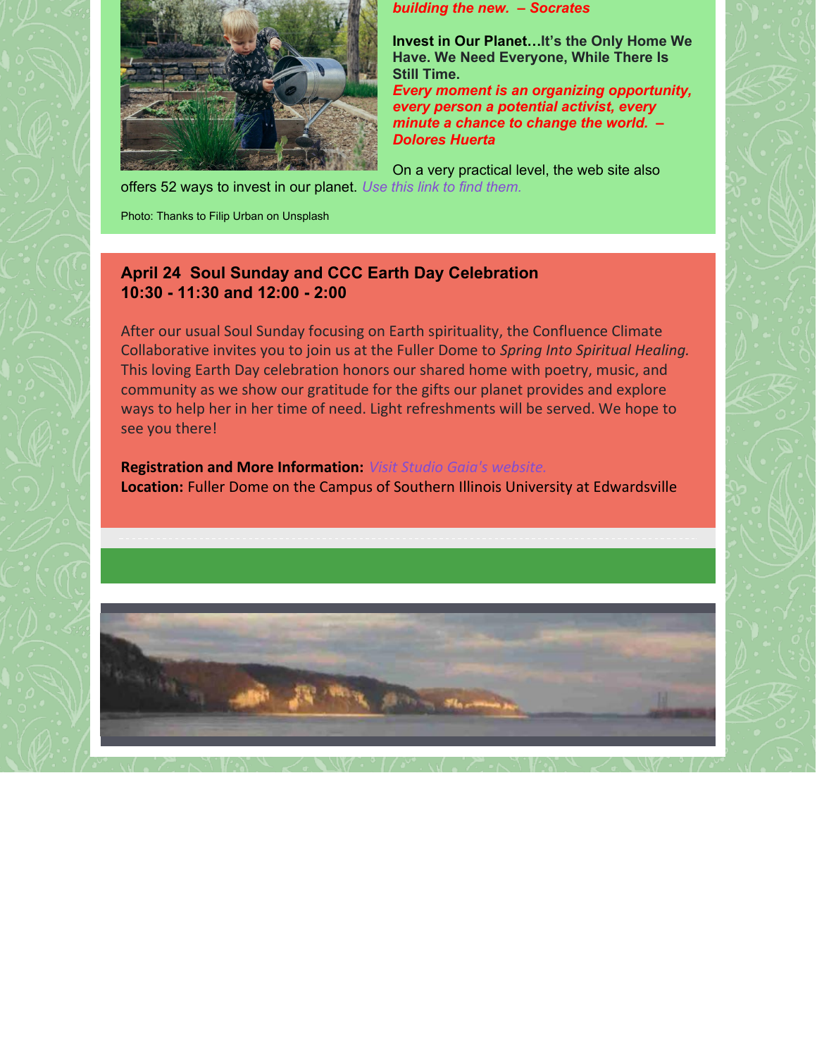*building the new. – Socrates*

**Invest in Our Planet…It's the Only Home We Have. We Need Everyone, While There Is Still Time.**

***Every moment is an organizing opportunity, every person a potential activist, every minute a chance to change the world. – Dolores Huerta***

On a very practical level, the web site also offers 52 ways to invest in our planet. *Use this link to find them.*

Photo: Thanks to Filip Urban on Unsplash

## April 24 Soul Sunday and CCC Earth Day Celebration
## 10:30 - 11:30 and 12:00 - 2:00

After our usual Soul Sunday focusing on Earth spirituality, the Confluence Climate Collaborative invites you to join us at the Fuller Dome to *Spring Into Spiritual Healing.* This loving Earth Day celebration honors our shared home with poetry, music, and community as we show our gratitude for the gifts our planet provides and explore ways to help her in her time of need. Light refreshments will be served. We hope to see you there!

**Registration and More Information:** *Visit Studio Gaia's website.*
**Location:** Fuller Dome on the Campus of Southern Illinois University at Edwardsville